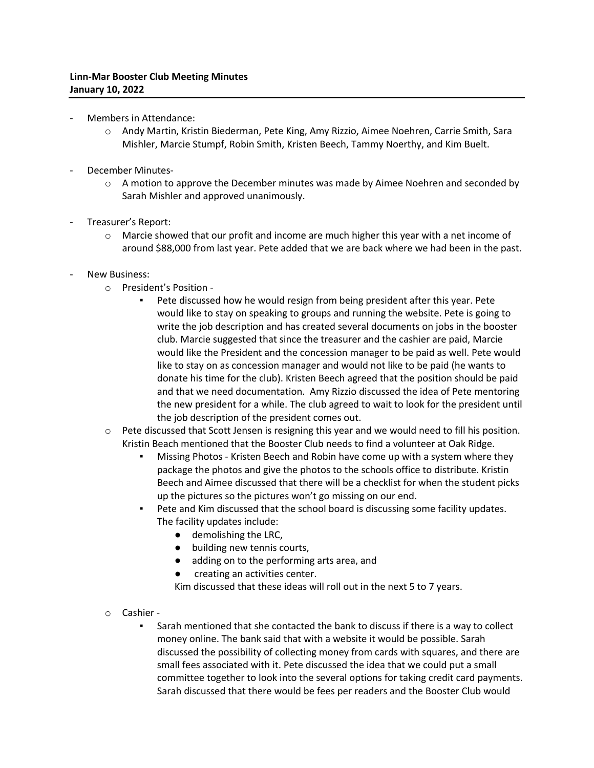**Linn-Mar Booster Club Meeting Minutes**
**January 10, 2022**

- Members in Attendance:
  - Andy Martin, Kristin Biederman, Pete King, Amy Rizzio, Aimee Noehren, Carrie Smith, Sara Mishler, Marcie Stumpf, Robin Smith, Kristen Beech, Tammy Noerthy, and Kim Buelt.

- December Minutes-
  - A motion to approve the December minutes was made by Aimee Noehren and seconded by Sarah Mishler and approved unanimously.

- Treasurer's Report:
  - Marcie showed that our profit and income are much higher this year with a net income of around $88,000 from last year. Pete added that we are back where we had been in the past.

- New Business:
  - President's Position -
    - Pete discussed how he would resign from being president after this year. Pete would like to stay on speaking to groups and running the website. Pete is going to write the job description and has created several documents on jobs in the booster club. Marcie suggested that since the treasurer and the cashier are paid, Marcie would like the President and the concession manager to be paid as well. Pete would like to stay on as concession manager and would not like to be paid (he wants to donate his time for the club). Kristen Beech agreed that the position should be paid and that we need documentation. Amy Rizzio discussed the idea of Pete mentoring the new president for a while. The club agreed to wait to look for the president until the job description of the president comes out.
  - Pete discussed that Scott Jensen is resigning this year and we would need to fill his position. Kristin Beach mentioned that the Booster Club needs to find a volunteer at Oak Ridge.
    - Missing Photos - Kristen Beech and Robin have come up with a system where they package the photos and give the photos to the schools office to distribute. Kristin Beech and Aimee discussed that there will be a checklist for when the student picks up the pictures so the pictures won't go missing on our end.
    - Pete and Kim discussed that the school board is discussing some facility updates. The facility updates include:
      - demolishing the LRC,
      - building new tennis courts,
      - adding on to the performing arts area, and
      - creating an activities center.

      Kim discussed that these ideas will roll out in the next 5 to 7 years.
  - Cashier -
    - Sarah mentioned that she contacted the bank to discuss if there is a way to collect money online. The bank said that with a website it would be possible. Sarah discussed the possibility of collecting money from cards with squares, and there are small fees associated with it. Pete discussed the idea that we could put a small committee together to look into the several options for taking credit card payments. Sarah discussed that there would be fees per readers and the Booster Club would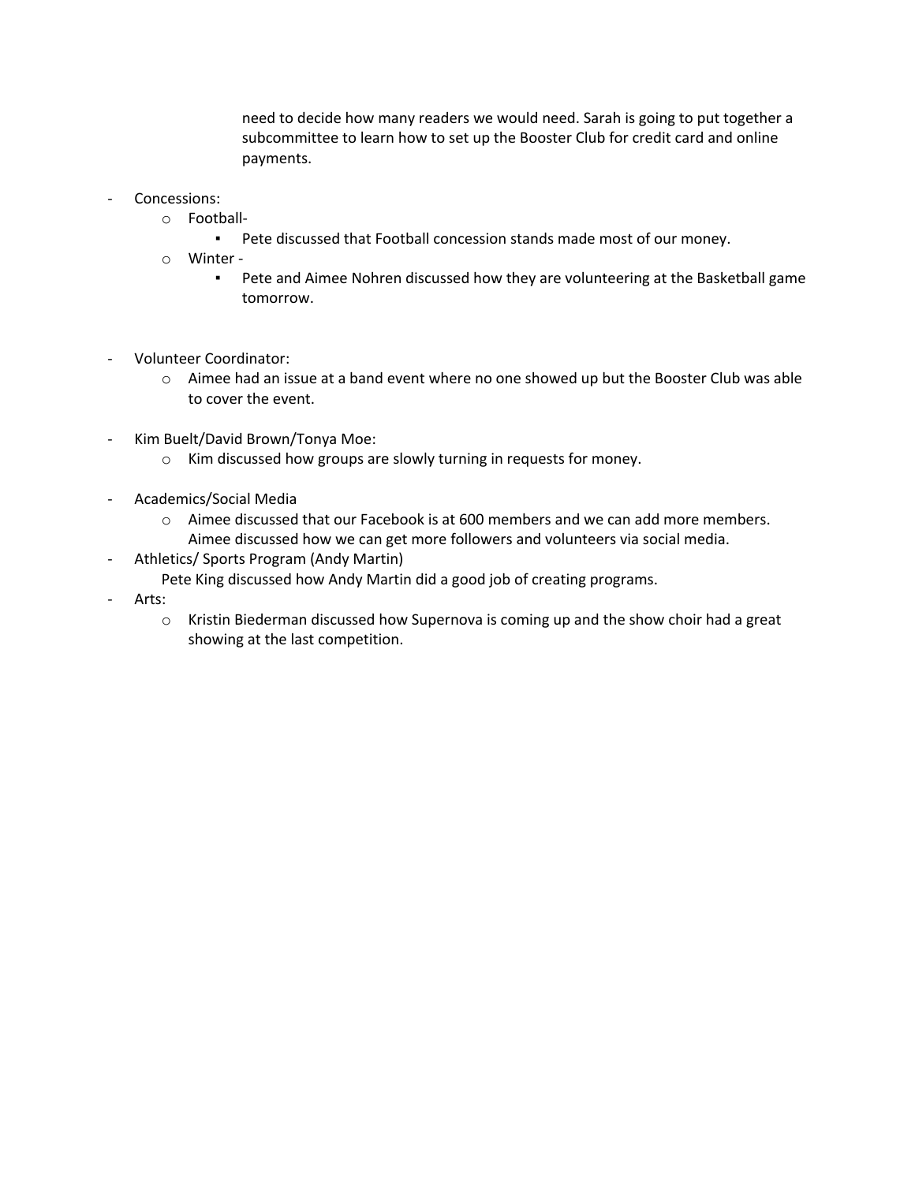need to decide how many readers we would need. Sarah is going to put together a subcommittee to learn how to set up the Booster Club for credit card and online payments.

- Concessions:
  - Football-
    - Pete discussed that Football concession stands made most of our money.
  - Winter -
    - Pete and Aimee Nohren discussed how they are volunteering at the Basketball game tomorrow.

- Volunteer Coordinator:
  - Aimee had an issue at a band event where no one showed up but the Booster Club was able to cover the event.

- Kim Buelt/David Brown/Tonya Moe:
  - Kim discussed how groups are slowly turning in requests for money.

- Academics/Social Media
  - Aimee discussed that our Facebook is at 600 members and we can add more members. Aimee discussed how we can get more followers and volunteers via social media.
- Athletics/ Sports Program (Andy Martin)

  Pete King discussed how Andy Martin did a good job of creating programs.
- Arts:
  - Kristin Biederman discussed how Supernova is coming up and the show choir had a great showing at the last competition.